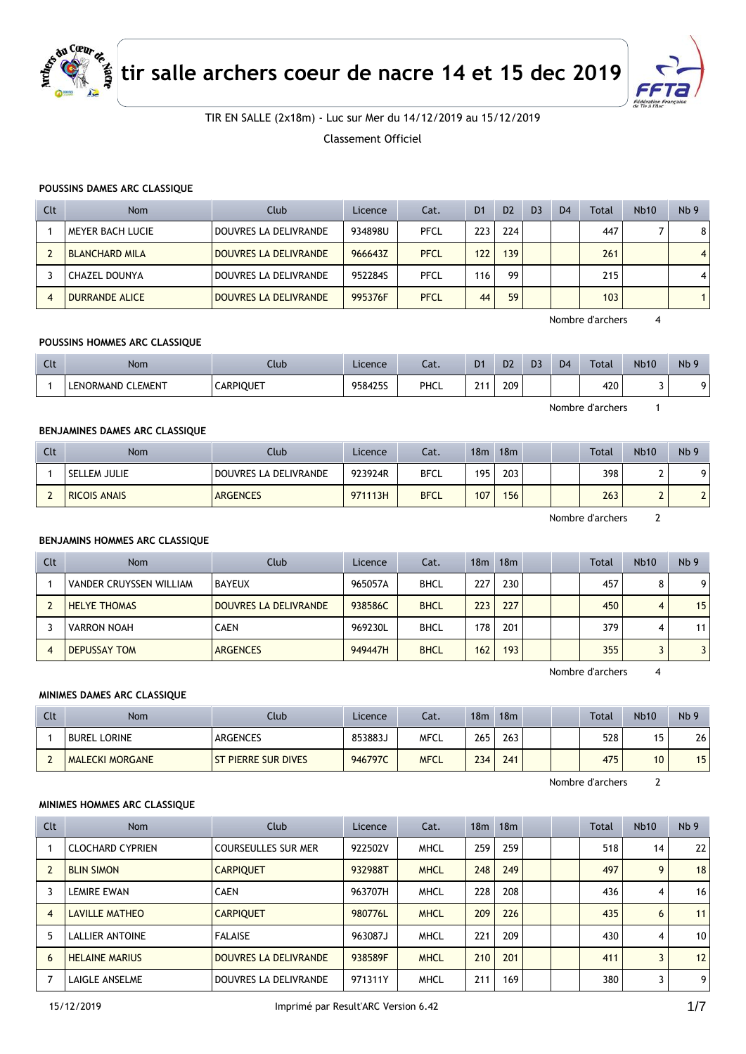# tir salle archers coeur de nacre 14 et 15 dec 2019

TIR EN SALLE (2x18m) - Luc sur Mer du 14/12/2019 au 15/12/2019

Classement Officiel

### POUSSINS DAMES ARC CLASSIQUE

| Clt | Nom | Club | Licence | Cat. | D1 | D2 | D3 | D4 | Total | Nb10 | Nb 9 |
|---|---|---|---|---|---|---|---|---|---|---|---|
| 1 | MEYER BACH LUCIE | DOUVRES LA DELIVRANDE | 934898U | PFCL | 223 | 224 | | | 447 | 7 | 8 |
| 2 | BLANCHARD MILA | DOUVRES LA DELIVRANDE | 966643Z | PFCL | 122 | 139 | | | 261 | | 4 |
| 3 | CHAZEL DOUNYA | DOUVRES LA DELIVRANDE | 952284S | PFCL | 116 | 99 | | | 215 | | 4 |
| 4 | DURRANDE ALICE | DOUVRES LA DELIVRANDE | 995376F | PFCL | 44 | 59 | | | 103 | | 1 |

Nombre d'archers 4

### POUSSINS HOMMES ARC CLASSIQUE

| Clt | Nom | Club | Licence | Cat. | D1 | D2 | D3 | D4 | Total | Nb10 | Nb 9 |
|---|---|---|---|---|---|---|---|---|---|---|---|
| 1 | LENORMAND CLEMENT | CARPIQUET | 958425S | PHCL | 211 | 209 | | | 420 | 3 | 9 |

Nombre d'archers 1

### BENJAMINES DAMES ARC CLASSIQUE

| Clt | Nom | Club | Licence | Cat. | 18m | 18m | | | Total | Nb10 | Nb 9 |
|---|---|---|---|---|---|---|---|---|---|---|---|
| 1 | SELLEM JULIE | DOUVRES LA DELIVRANDE | 923924R | BFCL | 195 | 203 | | | 398 | 2 | 9 |
| 2 | RICOIS ANAIS | ARGENCES | 971113H | BFCL | 107 | 156 | | | 263 | 2 | 2 |

Nombre d'archers 2

### BENJAMINS HOMMES ARC CLASSIQUE

| Clt | Nom | Club | Licence | Cat. | 18m | 18m | | | Total | Nb10 | Nb 9 |
|---|---|---|---|---|---|---|---|---|---|---|---|
| 1 | VANDER CRUYSSEN WILLIAM | BAYEUX | 965057A | BHCL | 227 | 230 | | | 457 | 8 | 9 |
| 2 | HELYE THOMAS | DOUVRES LA DELIVRANDE | 938586C | BHCL | 223 | 227 | | | 450 | 4 | 15 |
| 3 | VARRON NOAH | CAEN | 969230L | BHCL | 178 | 201 | | | 379 | 4 | 11 |
| 4 | DEPUSSAY TOM | ARGENCES | 949447H | BHCL | 162 | 193 | | | 355 | 3 | 3 |

Nombre d'archers 4

### MINIMES DAMES ARC CLASSIQUE

| Clt | Nom | Club | Licence | Cat. | 18m | 18m | | | Total | Nb10 | Nb 9 |
|---|---|---|---|---|---|---|---|---|---|---|---|
| 1 | BUREL LORINE | ARGENCES | 853883J | MFCL | 265 | 263 | | | 528 | 15 | 26 |
| 2 | MALECKI MORGANE | ST PIERRE SUR DIVES | 946797C | MFCL | 234 | 241 | | | 475 | 10 | 15 |

Nombre d'archers 2

### MINIMES HOMMES ARC CLASSIQUE

| Clt | Nom | Club | Licence | Cat. | 18m | 18m | | | Total | Nb10 | Nb 9 |
|---|---|---|---|---|---|---|---|---|---|---|---|
| 1 | CLOCHARD CYPRIEN | COURSEULLES SUR MER | 922502V | MHCL | 259 | 259 | | | 518 | 14 | 22 |
| 2 | BLIN SIMON | CARPIQUET | 932988T | MHCL | 248 | 249 | | | 497 | 9 | 18 |
| 3 | LEMIRE EWAN | CAEN | 963707H | MHCL | 228 | 208 | | | 436 | 4 | 16 |
| 4 | LAVILLE MATHEO | CARPIQUET | 980776L | MHCL | 209 | 226 | | | 435 | 6 | 11 |
| 5 | LALLIER ANTOINE | FALAISE | 963087J | MHCL | 221 | 209 | | | 430 | 4 | 10 |
| 6 | HELAINE MARIUS | DOUVRES LA DELIVRANDE | 938589F | MHCL | 210 | 201 | | | 411 | 3 | 12 |
| 7 | LAIGLE ANSELME | DOUVRES LA DELIVRANDE | 971311Y | MHCL | 211 | 169 | | | 380 | 3 | 9 |

15/12/2019 Imprimé par Result'ARC Version 6.42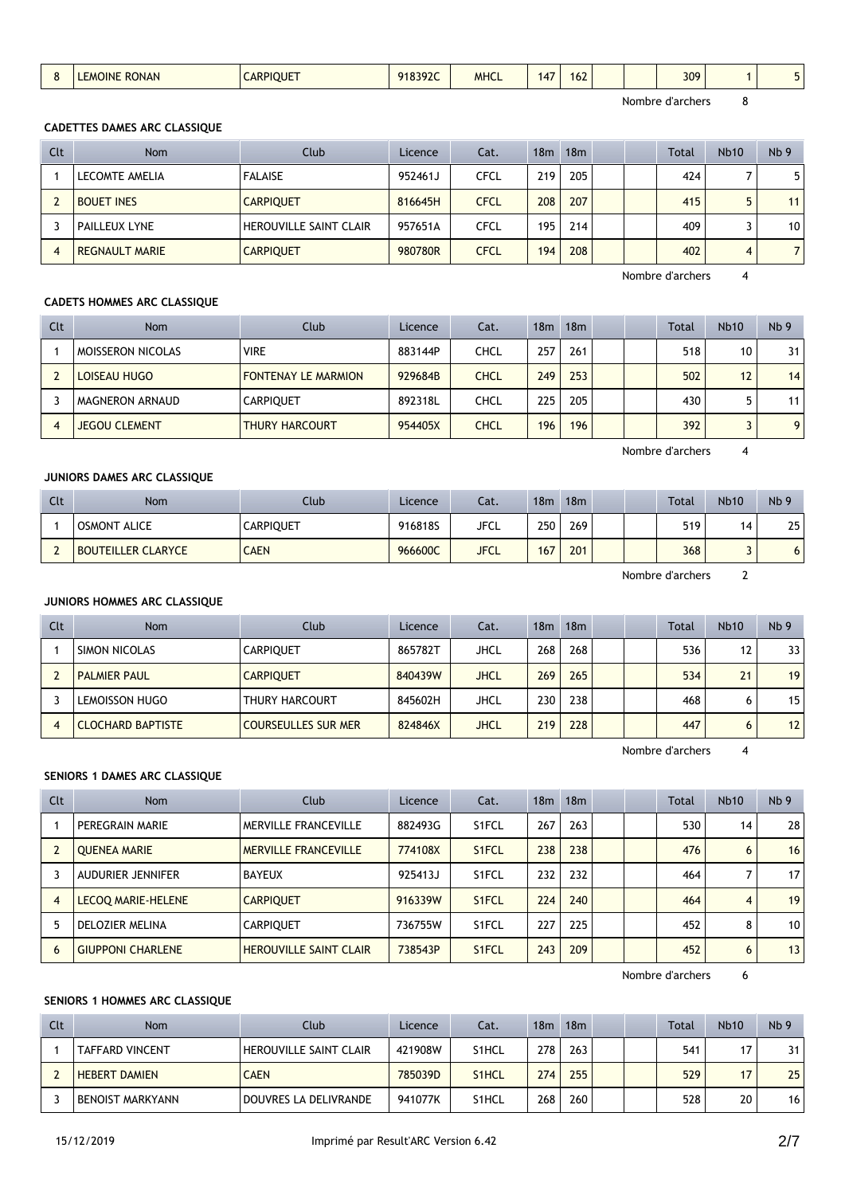| 8 | LEMOINE RONAN | CARPIQUET | 918392C | MHCL | 147 | 162 | | | 309 | 1 | 5 |
|---|---|---|---|---|---|---|---|---|---|---|---|

Nombre d'archers 8

### CADETTES DAMES ARC CLASSIQUE

| Clt | Nom | Club | Licence | Cat. | 18m | 18m | | | Total | Nb10 | Nb 9 |
|---|---|---|---|---|---|---|---|---|---|---|---|
| 1 | LECOMTE AMELIA | FALAISE | 952461J | CFCL | 219 | 205 | | | 424 | 7 | 5 |
| 2 | BOUET INES | CARPIQUET | 816645H | CFCL | 208 | 207 | | | 415 | 5 | 11 |
| 3 | PAILLEUX LYNE | HEROUVILLE SAINT CLAIR | 957651A | CFCL | 195 | 214 | | | 409 | 3 | 10 |
| 4 | REGNAULT MARIE | CARPIQUET | 980780R | CFCL | 194 | 208 | | | 402 | 4 | 7 |

Nombre d'archers 4

### CADETS HOMMES ARC CLASSIQUE

| Clt | Nom | Club | Licence | Cat. | 18m | 18m | | | Total | Nb10 | Nb 9 |
|---|---|---|---|---|---|---|---|---|---|---|---|
| 1 | MOISSERON NICOLAS | VIRE | 883144P | CHCL | 257 | 261 | | | 518 | 10 | 31 |
| 2 | LOISEAU HUGO | FONTENAY LE MARMION | 929684B | CHCL | 249 | 253 | | | 502 | 12 | 14 |
| 3 | MAGNERON ARNAUD | CARPIQUET | 892318L | CHCL | 225 | 205 | | | 430 | 5 | 11 |
| 4 | JEGOU CLEMENT | THURY HARCOURT | 954405X | CHCL | 196 | 196 | | | 392 | 3 | 9 |

Nombre d'archers 4

### JUNIORS DAMES ARC CLASSIQUE

| Clt | Nom | Club | Licence | Cat. | 18m | 18m | | | Total | Nb10 | Nb 9 |
|---|---|---|---|---|---|---|---|---|---|---|---|
| 1 | OSMONT ALICE | CARPIQUET | 916818S | JFCL | 250 | 269 | | | 519 | 14 | 25 |
| 2 | BOUTEILLER CLARYCE | CAEN | 966600C | JFCL | 167 | 201 | | | 368 | 3 | 6 |

Nombre d'archers 2

### JUNIORS HOMMES ARC CLASSIQUE

| Clt | Nom | Club | Licence | Cat. | 18m | 18m | | | Total | Nb10 | Nb 9 |
|---|---|---|---|---|---|---|---|---|---|---|---|
| 1 | SIMON NICOLAS | CARPIQUET | 865782T | JHCL | 268 | 268 | | | 536 | 12 | 33 |
| 2 | PALMIER PAUL | CARPIQUET | 840439W | JHCL | 269 | 265 | | | 534 | 21 | 19 |
| 3 | LEMOISSON HUGO | THURY HARCOURT | 845602H | JHCL | 230 | 238 | | | 468 | 6 | 15 |
| 4 | CLOCHARD BAPTISTE | COURSEULLES SUR MER | 824846X | JHCL | 219 | 228 | | | 447 | 6 | 12 |

Nombre d'archers 4

### SENIORS 1 DAMES ARC CLASSIQUE

| Clt | Nom | Club | Licence | Cat. | 18m | 18m | | | Total | Nb10 | Nb 9 |
|---|---|---|---|---|---|---|---|---|---|---|---|
| 1 | PEREGRAIN MARIE | MERVILLE FRANCEVILLE | 882493G | S1FCL | 267 | 263 | | | 530 | 14 | 28 |
| 2 | QUENEA MARIE | MERVILLE FRANCEVILLE | 774108X | S1FCL | 238 | 238 | | | 476 | 6 | 16 |
| 3 | AUDURIER JENNIFER | BAYEUX | 925413J | S1FCL | 232 | 232 | | | 464 | 7 | 17 |
| 4 | LECOQ MARIE-HELENE | CARPIQUET | 916339W | S1FCL | 224 | 240 | | | 464 | 4 | 19 |
| 5 | DELOZIER MELINA | CARPIQUET | 736755W | S1FCL | 227 | 225 | | | 452 | 8 | 10 |
| 6 | GIUPPONI CHARLENE | HEROUVILLE SAINT CLAIR | 738543P | S1FCL | 243 | 209 | | | 452 | 6 | 13 |

Nombre d'archers 6

### SENIORS 1 HOMMES ARC CLASSIQUE

| Clt | Nom | Club | Licence | Cat. | 18m | 18m | | | Total | Nb10 | Nb 9 |
|---|---|---|---|---|---|---|---|---|---|---|---|
| 1 | TAFFARD VINCENT | HEROUVILLE SAINT CLAIR | 421908W | S1HCL | 278 | 263 | | | 541 | 17 | 31 |
| 2 | HEBERT DAMIEN | CAEN | 785039D | S1HCL | 274 | 255 | | | 529 | 17 | 25 |
| 3 | BENOIST MARKYANN | DOUVRES LA DELIVRANDE | 941077K | S1HCL | 268 | 260 | | | 528 | 20 | 16 |

15/12/2019 Imprimé par Result'ARC Version 6.42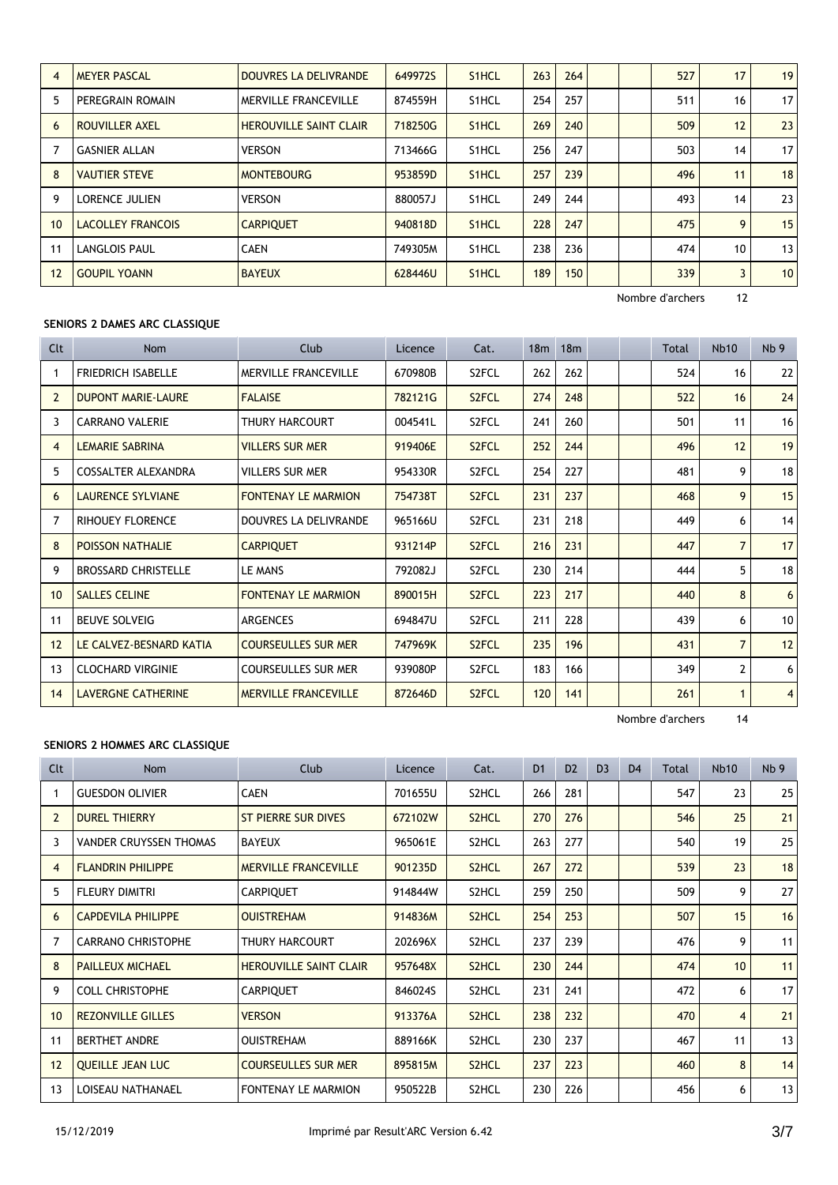| 4 | MEYER PASCAL | DOUVRES LA DELIVRANDE | 649972S | S1HCL | 263 | 264 | | | 527 | 17 | 19 |
|---|---|---|---|---|---|---|---|---|---|---|---|
| 5 | PEREGRAIN ROMAIN | MERVILLE FRANCEVILLE | 874559H | S1HCL | 254 | 257 | | | 511 | 16 | 17 |
| 6 | ROUVILLER AXEL | HEROUVILLE SAINT CLAIR | 718250G | S1HCL | 269 | 240 | | | 509 | 12 | 23 |
| 7 | GASNIER ALLAN | VERSON | 713466G | S1HCL | 256 | 247 | | | 503 | 14 | 17 |
| 8 | VAUTIER STEVE | MONTEBOURG | 953859D | S1HCL | 257 | 239 | | | 496 | 11 | 18 |
| 9 | LORENCE JULIEN | VERSON | 880057J | S1HCL | 249 | 244 | | | 493 | 14 | 23 |
| 10 | LACOLLEY FRANCOIS | CARPIQUET | 940818D | S1HCL | 228 | 247 | | | 475 | 9 | 15 |
| 11 | LANGLOIS PAUL | CAEN | 749305M | S1HCL | 238 | 236 | | | 474 | 10 | 13 |
| 12 | GOUPIL YOANN | BAYEUX | 628446U | S1HCL | 189 | 150 | | | 339 | 3 | 10 |

Nombre d'archers 12

**SENIORS 2 DAMES ARC CLASSIQUE**

| Clt | Nom | Club | Licence | Cat. | 18m | 18m | | | Total | Nb10 | Nb 9 |
|---|---|---|---|---|---|---|---|---|---|---|---|
| 1 | FRIEDRICH ISABELLE | MERVILLE FRANCEVILLE | 670980B | S2FCL | 262 | 262 | | | 524 | 16 | 22 |
| 2 | DUPONT MARIE-LAURE | FALAISE | 782121G | S2FCL | 274 | 248 | | | 522 | 16 | 24 |
| 3 | CARRANO VALERIE | THURY HARCOURT | 004541L | S2FCL | 241 | 260 | | | 501 | 11 | 16 |
| 4 | LEMARIE SABRINA | VILLERS SUR MER | 919406E | S2FCL | 252 | 244 | | | 496 | 12 | 19 |
| 5 | COSSALTER ALEXANDRA | VILLERS SUR MER | 954330R | S2FCL | 254 | 227 | | | 481 | 9 | 18 |
| 6 | LAURENCE SYLVIANE | FONTENAY LE MARMION | 754738T | S2FCL | 231 | 237 | | | 468 | 9 | 15 |
| 7 | RIHOUEY FLORENCE | DOUVRES LA DELIVRANDE | 965166U | S2FCL | 231 | 218 | | | 449 | 6 | 14 |
| 8 | POISSON NATHALIE | CARPIQUET | 931214P | S2FCL | 216 | 231 | | | 447 | 7 | 17 |
| 9 | BROSSARD CHRISTELLE | LE MANS | 792082J | S2FCL | 230 | 214 | | | 444 | 5 | 18 |
| 10 | SALLES CELINE | FONTENAY LE MARMION | 890015H | S2FCL | 223 | 217 | | | 440 | 8 | 6 |
| 11 | BEUVE SOLVEIG | ARGENCES | 694847U | S2FCL | 211 | 228 | | | 439 | 6 | 10 |
| 12 | LE CALVEZ-BESNARD KATIA | COURSEULLES SUR MER | 747969K | S2FCL | 235 | 196 | | | 431 | 7 | 12 |
| 13 | CLOCHARD VIRGINIE | COURSEULLES SUR MER | 939080P | S2FCL | 183 | 166 | | | 349 | 2 | 6 |
| 14 | LAVERGNE CATHERINE | MERVILLE FRANCEVILLE | 872646D | S2FCL | 120 | 141 | | | 261 | 1 | 4 |

Nombre d'archers 14

**SENIORS 2 HOMMES ARC CLASSIQUE**

| Clt | Nom | Club | Licence | Cat. | D1 | D2 | D3 | D4 | Total | Nb10 | Nb 9 |
|---|---|---|---|---|---|---|---|---|---|---|---|
| 1 | GUESDON OLIVIER | CAEN | 701655U | S2HCL | 266 | 281 | | | 547 | 23 | 25 |
| 2 | DUREL THIERRY | ST PIERRE SUR DIVES | 672102W | S2HCL | 270 | 276 | | | 546 | 25 | 21 |
| 3 | VANDER CRUYSSEN THOMAS | BAYEUX | 965061E | S2HCL | 263 | 277 | | | 540 | 19 | 25 |
| 4 | FLANDRIN PHILIPPE | MERVILLE FRANCEVILLE | 901235D | S2HCL | 267 | 272 | | | 539 | 23 | 18 |
| 5 | FLEURY DIMITRI | CARPIQUET | 914844W | S2HCL | 259 | 250 | | | 509 | 9 | 27 |
| 6 | CAPDEVILA PHILIPPE | OUISTREHAM | 914836M | S2HCL | 254 | 253 | | | 507 | 15 | 16 |
| 7 | CARRANO CHRISTOPHE | THURY HARCOURT | 202696X | S2HCL | 237 | 239 | | | 476 | 9 | 11 |
| 8 | PAILLEUX MICHAEL | HEROUVILLE SAINT CLAIR | 957648X | S2HCL | 230 | 244 | | | 474 | 10 | 11 |
| 9 | COLL CHRISTOPHE | CARPIQUET | 846024S | S2HCL | 231 | 241 | | | 472 | 6 | 17 |
| 10 | REZONVILLE GILLES | VERSON | 913376A | S2HCL | 238 | 232 | | | 470 | 4 | 21 |
| 11 | BERTHET ANDRE | OUISTREHAM | 889166K | S2HCL | 230 | 237 | | | 467 | 11 | 13 |
| 12 | QUEILLE JEAN LUC | COURSEULLES SUR MER | 895815M | S2HCL | 237 | 223 | | | 460 | 8 | 14 |
| 13 | LOISEAU NATHANAEL | FONTENAY LE MARMION | 950522B | S2HCL | 230 | 226 | | | 456 | 6 | 13 |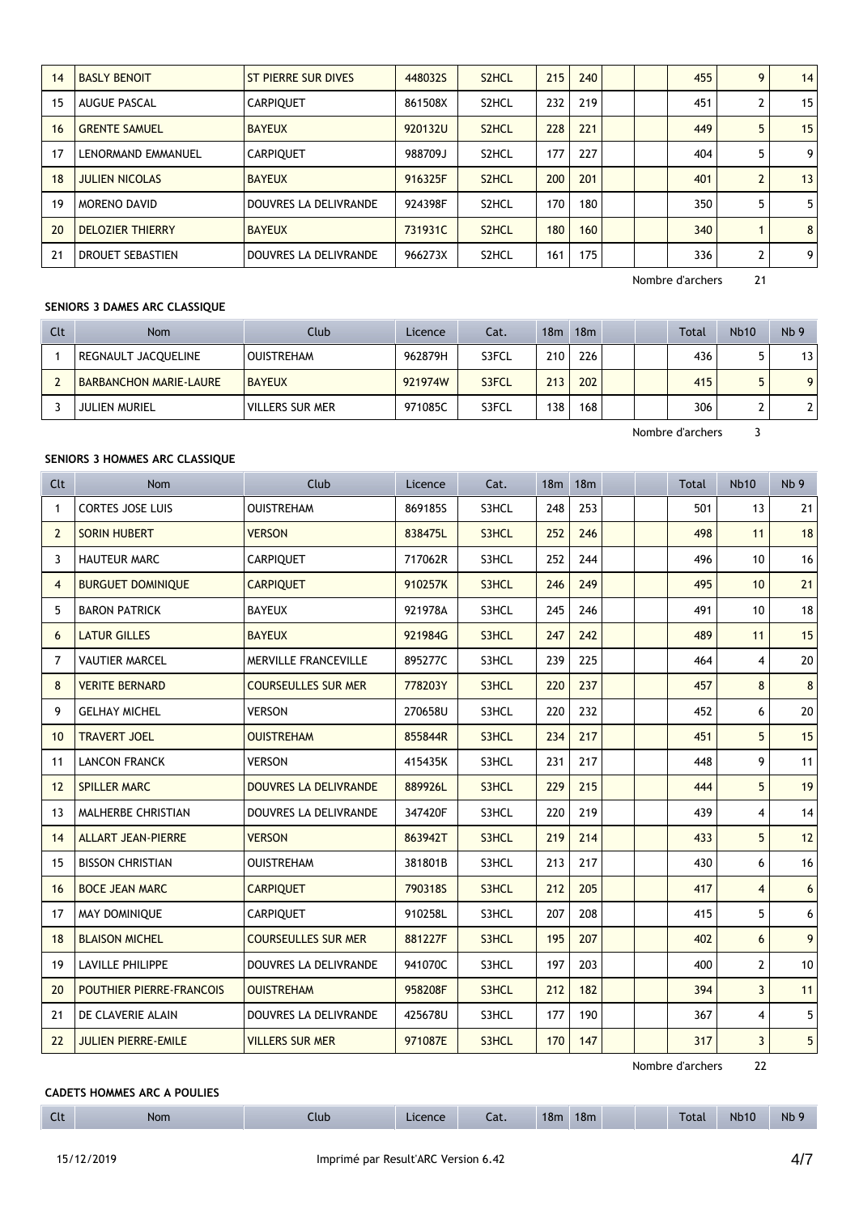| 14 | BASLY BENOIT | ST PIERRE SUR DIVES | 448032S | S2HCL | 215 | 240 | | | 455 | 9 | 14 |
|---|---|---|---|---|---|---|---|---|---|---|---|
| 15 | AUGUE PASCAL | CARPIQUET | 861508X | S2HCL | 232 | 219 | | | 451 | 2 | 15 |
| 16 | GRENTE SAMUEL | BAYEUX | 920132U | S2HCL | 228 | 221 | | | 449 | 5 | 15 |
| 17 | LENORMAND EMMANUEL | CARPIQUET | 988709J | S2HCL | 177 | 227 | | | 404 | 5 | 9 |
| 18 | JULIEN NICOLAS | BAYEUX | 916325F | S2HCL | 200 | 201 | | | 401 | 2 | 13 |
| 19 | MORENO DAVID | DOUVRES LA DELIVRANDE | 924398F | S2HCL | 170 | 180 | | | 350 | 5 | 5 |
| 20 | DELOZIER THIERRY | BAYEUX | 731931C | S2HCL | 180 | 160 | | | 340 | 1 | 8 |
| 21 | DROUET SEBASTIEN | DOUVRES LA DELIVRANDE | 966273X | S2HCL | 161 | 175 | | | 336 | 2 | 9 |

Nombre d'archers 21

**SENIORS 3 DAMES ARC CLASSIQUE**

| Clt | Nom | Club | Licence | Cat. | 18m | 18m | | | Total | Nb10 | Nb 9 |
|---|---|---|---|---|---|---|---|---|---|---|---|
| 1 | REGNAULT JACQUELINE | OUISTREHAM | 962879H | S3FCL | 210 | 226 | | | 436 | 5 | 13 |
| 2 | BARBANCHON MARIE-LAURE | BAYEUX | 921974W | S3FCL | 213 | 202 | | | 415 | 5 | 9 |
| 3 | JULIEN MURIEL | VILLERS SUR MER | 971085C | S3FCL | 138 | 168 | | | 306 | 2 | 2 |

Nombre d'archers 3

**SENIORS 3 HOMMES ARC CLASSIQUE**

| Clt | Nom | Club | Licence | Cat. | 18m | 18m | | | Total | Nb10 | Nb 9 |
|---|---|---|---|---|---|---|---|---|---|---|---|
| 1 | CORTES JOSE LUIS | OUISTREHAM | 869185S | S3HCL | 248 | 253 | | | 501 | 13 | 21 |
| 2 | SORIN HUBERT | VERSON | 838475L | S3HCL | 252 | 246 | | | 498 | 11 | 18 |
| 3 | HAUTEUR MARC | CARPIQUET | 717062R | S3HCL | 252 | 244 | | | 496 | 10 | 16 |
| 4 | BURGUET DOMINIQUE | CARPIQUET | 910257K | S3HCL | 246 | 249 | | | 495 | 10 | 21 |
| 5 | BARON PATRICK | BAYEUX | 921978A | S3HCL | 245 | 246 | | | 491 | 10 | 18 |
| 6 | LATUR GILLES | BAYEUX | 921984G | S3HCL | 247 | 242 | | | 489 | 11 | 15 |
| 7 | VAUTIER MARCEL | MERVILLE FRANCEVILLE | 895277C | S3HCL | 239 | 225 | | | 464 | 4 | 20 |
| 8 | VERITE BERNARD | COURSEULLES SUR MER | 778203Y | S3HCL | 220 | 237 | | | 457 | 8 | 8 |
| 9 | GELHAY MICHEL | VERSON | 270658U | S3HCL | 220 | 232 | | | 452 | 6 | 20 |
| 10 | TRAVERT JOEL | OUISTREHAM | 855844R | S3HCL | 234 | 217 | | | 451 | 5 | 15 |
| 11 | LANCON FRANCK | VERSON | 415435K | S3HCL | 231 | 217 | | | 448 | 9 | 11 |
| 12 | SPILLER MARC | DOUVRES LA DELIVRANDE | 889926L | S3HCL | 229 | 215 | | | 444 | 5 | 19 |
| 13 | MALHERBE CHRISTIAN | DOUVRES LA DELIVRANDE | 347420F | S3HCL | 220 | 219 | | | 439 | 4 | 14 |
| 14 | ALLART JEAN-PIERRE | VERSON | 863942T | S3HCL | 219 | 214 | | | 433 | 5 | 12 |
| 15 | BISSON CHRISTIAN | OUISTREHAM | 381801B | S3HCL | 213 | 217 | | | 430 | 6 | 16 |
| 16 | BOCE JEAN MARC | CARPIQUET | 790318S | S3HCL | 212 | 205 | | | 417 | 4 | 6 |
| 17 | MAY DOMINIQUE | CARPIQUET | 910258L | S3HCL | 207 | 208 | | | 415 | 5 | 6 |
| 18 | BLAISON MICHEL | COURSEULLES SUR MER | 881227F | S3HCL | 195 | 207 | | | 402 | 6 | 9 |
| 19 | LAVILLE PHILIPPE | DOUVRES LA DELIVRANDE | 941070C | S3HCL | 197 | 203 | | | 400 | 2 | 10 |
| 20 | POUTHIER PIERRE-FRANCOIS | OUISTREHAM | 958208F | S3HCL | 212 | 182 | | | 394 | 3 | 11 |
| 21 | DE CLAVERIE ALAIN | DOUVRES LA DELIVRANDE | 425678U | S3HCL | 177 | 190 | | | 367 | 4 | 5 |
| 22 | JULIEN PIERRE-EMILE | VILLERS SUR MER | 971087E | S3HCL | 170 | 147 | | | 317 | 3 | 5 |

Nombre d'archers 22

**CADETS HOMMES ARC A POULIES**

| Clt | Nom | Club | Licence | Cat. | 18m | 18m | | | Total | Nb10 | Nb 9 |
|---|---|---|---|---|---|---|---|---|---|---|---|

15/12/2019 Imprimé par Result'ARC Version 6.42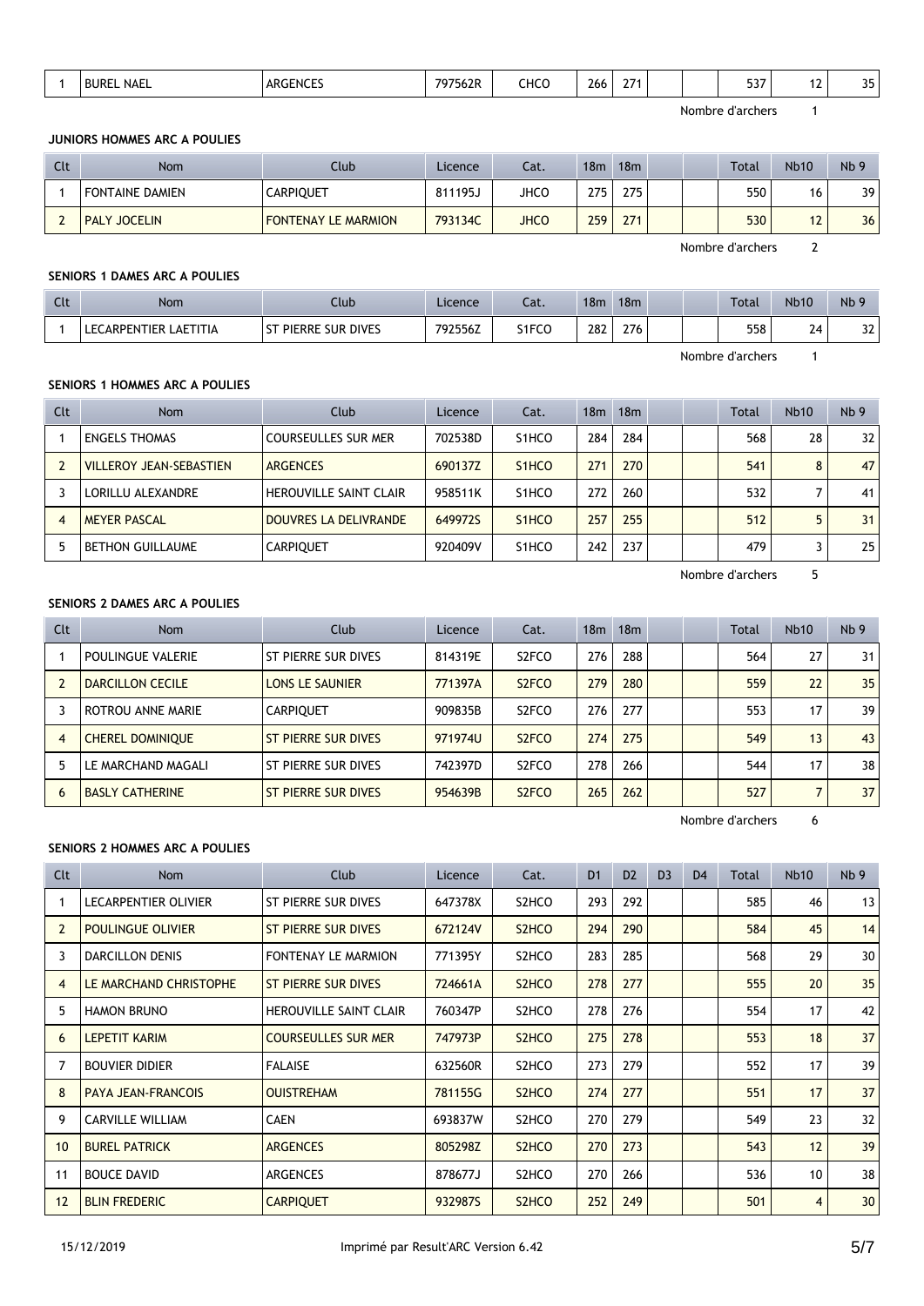| 1 | BUREL NAEL | ARGENCES | 797562R | CHCO | 266 | 271 | | | 537 | 12 | 35 |
|---|---|---|---|---|---|---|---|---|---|---|---|

Nombre d'archers 1

### JUNIORS HOMMES ARC A POULIES

| Clt | Nom | Club | Licence | Cat. | 18m | 18m | | | Total | Nb10 | Nb 9 |
|---|---|---|---|---|---|---|---|---|---|---|---|
| 1 | FONTAINE DAMIEN | CARPIQUET | 811195J | JHCO | 275 | 275 | | | 550 | 16 | 39 |
| 2 | PALY JOCELIN | FONTENAY LE MARMION | 793134C | JHCO | 259 | 271 | | | 530 | 12 | 36 |

Nombre d'archers 2

### SENIORS 1 DAMES ARC A POULIES

| Clt | Nom | Club | Licence | Cat. | 18m | 18m | | | Total | Nb10 | Nb 9 |
|---|---|---|---|---|---|---|---|---|---|---|---|
| 1 | LECARPENTIER LAETITIA | ST PIERRE SUR DIVES | 792556Z | S1FCO | 282 | 276 | | | 558 | 24 | 32 |

Nombre d'archers 1

### SENIORS 1 HOMMES ARC A POULIES

| Clt | Nom | Club | Licence | Cat. | 18m | 18m | | | Total | Nb10 | Nb 9 |
|---|---|---|---|---|---|---|---|---|---|---|---|
| 1 | ENGELS THOMAS | COURSEULLES SUR MER | 702538D | S1HCO | 284 | 284 | | | 568 | 28 | 32 |
| 2 | VILLEROY JEAN-SEBASTIEN | ARGENCES | 690137Z | S1HCO | 271 | 270 | | | 541 | 8 | 47 |
| 3 | LORILLU ALEXANDRE | HEROUVILLE SAINT CLAIR | 958511K | S1HCO | 272 | 260 | | | 532 | 7 | 41 |
| 4 | MEYER PASCAL | DOUVRES LA DELIVRANDE | 649972S | S1HCO | 257 | 255 | | | 512 | 5 | 31 |
| 5 | BETHON GUILLAUME | CARPIQUET | 920409V | S1HCO | 242 | 237 | | | 479 | 3 | 25 |

Nombre d'archers 5

### SENIORS 2 DAMES ARC A POULIES

| Clt | Nom | Club | Licence | Cat. | 18m | 18m | | | Total | Nb10 | Nb 9 |
|---|---|---|---|---|---|---|---|---|---|---|---|
| 1 | POULINGUE VALERIE | ST PIERRE SUR DIVES | 814319E | S2FCO | 276 | 288 | | | 564 | 27 | 31 |
| 2 | DARCILLON CECILE | LONS LE SAUNIER | 771397A | S2FCO | 279 | 280 | | | 559 | 22 | 35 |
| 3 | ROTROU ANNE MARIE | CARPIQUET | 909835B | S2FCO | 276 | 277 | | | 553 | 17 | 39 |
| 4 | CHEREL DOMINIQUE | ST PIERRE SUR DIVES | 971974U | S2FCO | 274 | 275 | | | 549 | 13 | 43 |
| 5 | LE MARCHAND MAGALI | ST PIERRE SUR DIVES | 742397D | S2FCO | 278 | 266 | | | 544 | 17 | 38 |
| 6 | BASLY CATHERINE | ST PIERRE SUR DIVES | 954639B | S2FCO | 265 | 262 | | | 527 | 7 | 37 |

Nombre d'archers 6

### SENIORS 2 HOMMES ARC A POULIES

| Clt | Nom | Club | Licence | Cat. | D1 | D2 | D3 | D4 | Total | Nb10 | Nb 9 |
|---|---|---|---|---|---|---|---|---|---|---|---|
| 1 | LECARPENTIER OLIVIER | ST PIERRE SUR DIVES | 647378X | S2HCO | 293 | 292 | | | 585 | 46 | 13 |
| 2 | POULINGUE OLIVIER | ST PIERRE SUR DIVES | 672124V | S2HCO | 294 | 290 | | | 584 | 45 | 14 |
| 3 | DARCILLON DENIS | FONTENAY LE MARMION | 771395Y | S2HCO | 283 | 285 | | | 568 | 29 | 30 |
| 4 | LE MARCHAND CHRISTOPHE | ST PIERRE SUR DIVES | 724661A | S2HCO | 278 | 277 | | | 555 | 20 | 35 |
| 5 | HAMON BRUNO | HEROUVILLE SAINT CLAIR | 760347P | S2HCO | 278 | 276 | | | 554 | 17 | 42 |
| 6 | LEPETIT KARIM | COURSEULLES SUR MER | 747973P | S2HCO | 275 | 278 | | | 553 | 18 | 37 |
| 7 | BOUVIER DIDIER | FALAISE | 632560R | S2HCO | 273 | 279 | | | 552 | 17 | 39 |
| 8 | PAYA JEAN-FRANCOIS | OUISTREHAM | 781155G | S2HCO | 274 | 277 | | | 551 | 17 | 37 |
| 9 | CARVILLE WILLIAM | CAEN | 693837W | S2HCO | 270 | 279 | | | 549 | 23 | 32 |
| 10 | BUREL PATRICK | ARGENCES | 805298Z | S2HCO | 270 | 273 | | | 543 | 12 | 39 |
| 11 | BOUCE DAVID | ARGENCES | 878677J | S2HCO | 270 | 266 | | | 536 | 10 | 38 |
| 12 | BLIN FREDERIC | CARPIQUET | 932987S | S2HCO | 252 | 249 | | | 501 | 4 | 30 |

15/12/2019 Imprimé par Result'ARC Version 6.42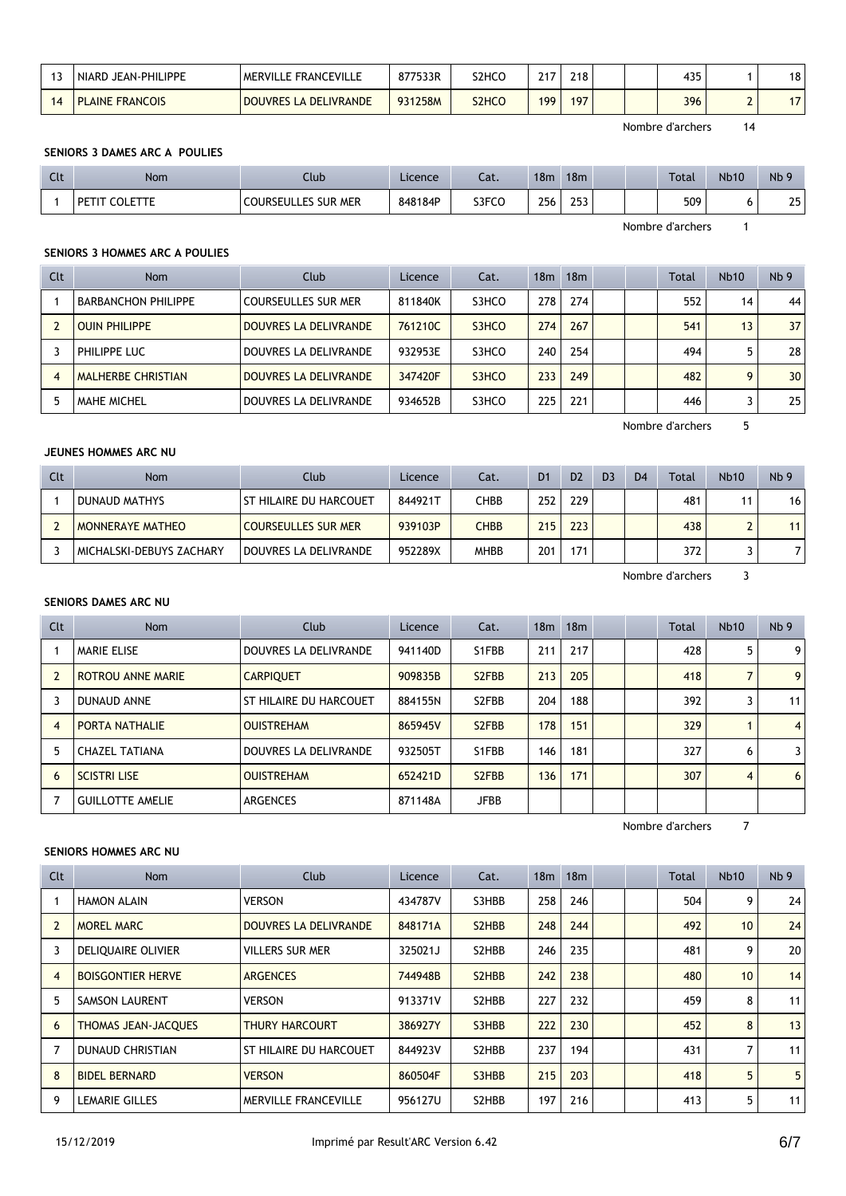| 13 | NIARD JEAN-PHILIPPE | MERVILLE FRANCEVILLE | 877533R | S2HCO | 217 | 218 | | | 435 | 1 | 18 |
|---|---|---|---|---|---|---|---|---|---|---|---|
| 14 | PLAINE FRANCOIS | DOUVRES LA DELIVRANDE | 931258M | S2HCO | 199 | 197 | | | 396 | 2 | 17 |

Nombre d'archers 14

**SENIORS 3 DAMES ARC A POULIES**

| Clt | Nom | Club | Licence | Cat. | 18m | 18m | | | Total | Nb10 | Nb 9 |
|---|---|---|---|---|---|---|---|---|---|---|---|
| 1 | PETIT COLETTE | COURSEULLES SUR MER | 848184P | S3FCO | 256 | 253 | | | 509 | 6 | 25 |

Nombre d'archers 1

**SENIORS 3 HOMMES ARC A POULIES**

| Clt | Nom | Club | Licence | Cat. | 18m | 18m | | | Total | Nb10 | Nb 9 |
|---|---|---|---|---|---|---|---|---|---|---|---|
| 1 | BARBANCHON PHILIPPE | COURSEULLES SUR MER | 811840K | S3HCO | 278 | 274 | | | 552 | 14 | 44 |
| 2 | OUIN PHILIPPE | DOUVRES LA DELIVRANDE | 761210C | S3HCO | 274 | 267 | | | 541 | 13 | 37 |
| 3 | PHILIPPE LUC | DOUVRES LA DELIVRANDE | 932953E | S3HCO | 240 | 254 | | | 494 | 5 | 28 |
| 4 | MALHERBE CHRISTIAN | DOUVRES LA DELIVRANDE | 347420F | S3HCO | 233 | 249 | | | 482 | 9 | 30 |
| 5 | MAHE MICHEL | DOUVRES LA DELIVRANDE | 934652B | S3HCO | 225 | 221 | | | 446 | 3 | 25 |

Nombre d'archers 5

**JEUNES HOMMES ARC NU**

| Clt | Nom | Club | Licence | Cat. | D1 | D2 | D3 | D4 | Total | Nb10 | Nb 9 |
|---|---|---|---|---|---|---|---|---|---|---|---|
| 1 | DUNAUD MATHYS | ST HILAIRE DU HARCOUET | 844921T | CHBB | 252 | 229 | | | 481 | 11 | 16 |
| 2 | MONNERAYE MATHEO | COURSEULLES SUR MER | 939103P | CHBB | 215 | 223 | | | 438 | 2 | 11 |
| 3 | MICHALSKI-DEBUYS ZACHARY | DOUVRES LA DELIVRANDE | 952289X | MHBB | 201 | 171 | | | 372 | 3 | 7 |

Nombre d'archers 3

**SENIORS DAMES ARC NU**

| Clt | Nom | Club | Licence | Cat. | 18m | 18m | | | Total | Nb10 | Nb 9 |
|---|---|---|---|---|---|---|---|---|---|---|---|
| 1 | MARIE ELISE | DOUVRES LA DELIVRANDE | 941140D | S1FBB | 211 | 217 | | | 428 | 5 | 9 |
| 2 | ROTROU ANNE MARIE | CARPIQUET | 909835B | S2FBB | 213 | 205 | | | 418 | 7 | 9 |
| 3 | DUNAUD ANNE | ST HILAIRE DU HARCOUET | 884155N | S2FBB | 204 | 188 | | | 392 | 3 | 11 |
| 4 | PORTA NATHALIE | OUISTREHAM | 865945V | S2FBB | 178 | 151 | | | 329 | 1 | 4 |
| 5 | CHAZEL TATIANA | DOUVRES LA DELIVRANDE | 932505T | S1FBB | 146 | 181 | | | 327 | 6 | 3 |
| 6 | SCISTRI LISE | OUISTREHAM | 652421D | S2FBB | 136 | 171 | | | 307 | 4 | 6 |
| 7 | GUILLOTTE AMELIE | ARGENCES | 871148A | JFBB | | | | | | | |

Nombre d'archers 7

**SENIORS HOMMES ARC NU**

| Clt | Nom | Club | Licence | Cat. | 18m | 18m | | | Total | Nb10 | Nb 9 |
|---|---|---|---|---|---|---|---|---|---|---|---|
| 1 | HAMON ALAIN | VERSON | 434787V | S3HBB | 258 | 246 | | | 504 | 9 | 24 |
| 2 | MOREL MARC | DOUVRES LA DELIVRANDE | 848171A | S2HBB | 248 | 244 | | | 492 | 10 | 24 |
| 3 | DELIQUAIRE OLIVIER | VILLERS SUR MER | 325021J | S2HBB | 246 | 235 | | | 481 | 9 | 20 |
| 4 | BOISGONTIER HERVE | ARGENCES | 744948B | S2HBB | 242 | 238 | | | 480 | 10 | 14 |
| 5 | SAMSON LAURENT | VERSON | 913371V | S2HBB | 227 | 232 | | | 459 | 8 | 11 |
| 6 | THOMAS JEAN-JACQUES | THURY HARCOURT | 386927Y | S3HBB | 222 | 230 | | | 452 | 8 | 13 |
| 7 | DUNAUD CHRISTIAN | ST HILAIRE DU HARCOUET | 844923V | S2HBB | 237 | 194 | | | 431 | 7 | 11 |
| 8 | BIDEL BERNARD | VERSON | 860504F | S3HBB | 215 | 203 | | | 418 | 5 | 5 |
| 9 | LEMARIE GILLES | MERVILLE FRANCEVILLE | 956127U | S2HBB | 197 | 216 | | | 413 | 5 | 11 |

15/12/2019 Imprimé par Result'ARC Version 6.42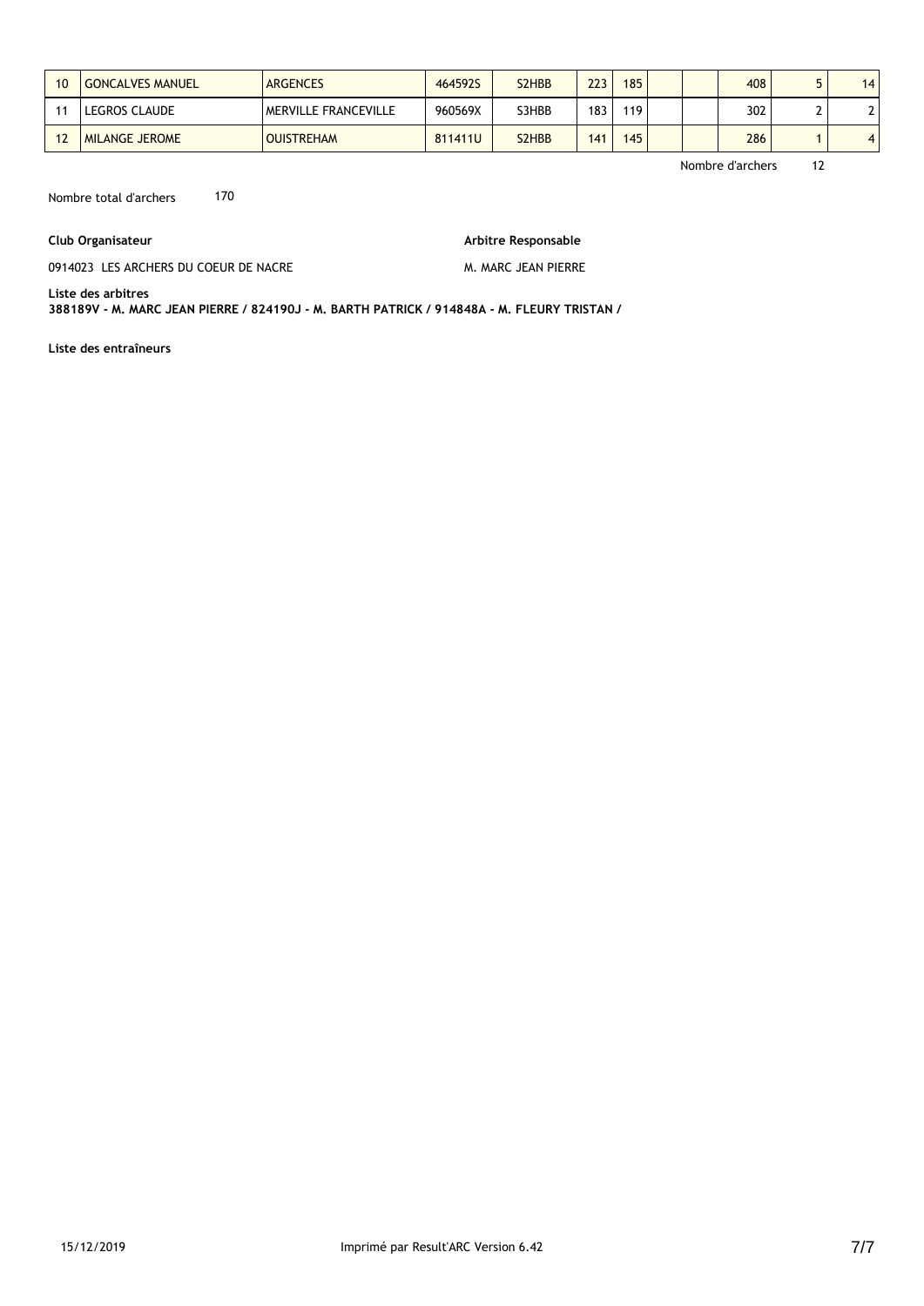| | | | | | | | | | | | |
|---|---|---|---|---|---|---|---|---|---|---|---|
| 10 | GONCALVES MANUEL | ARGENCES | 464592S | S2HBB | 223 | 185 | | | 408 | 5 | 14 |
| 11 | LEGROS CLAUDE | MERVILLE FRANCEVILLE | 960569X | S3HBB | 183 | 119 | | | 302 | 2 | 2 |
| 12 | MILANGE JEROME | OUISTREHAM | 811411U | S2HBB | 141 | 145 | | | 286 | 1 | 4 |

Nombre d'archers 12

Nombre total d'archers 170

**Club Organisateur**

0914023 LES ARCHERS DU COEUR DE NACRE

**Arbitre Responsable**

M. MARC JEAN PIERRE

**Liste des arbitres**

**388189V - M. MARC JEAN PIERRE / 824190J - M. BARTH PATRICK / 914848A - M. FLEURY TRISTAN /**

**Liste des entraîneurs**

15/12/2019 Imprimé par Result'ARC Version 6.42